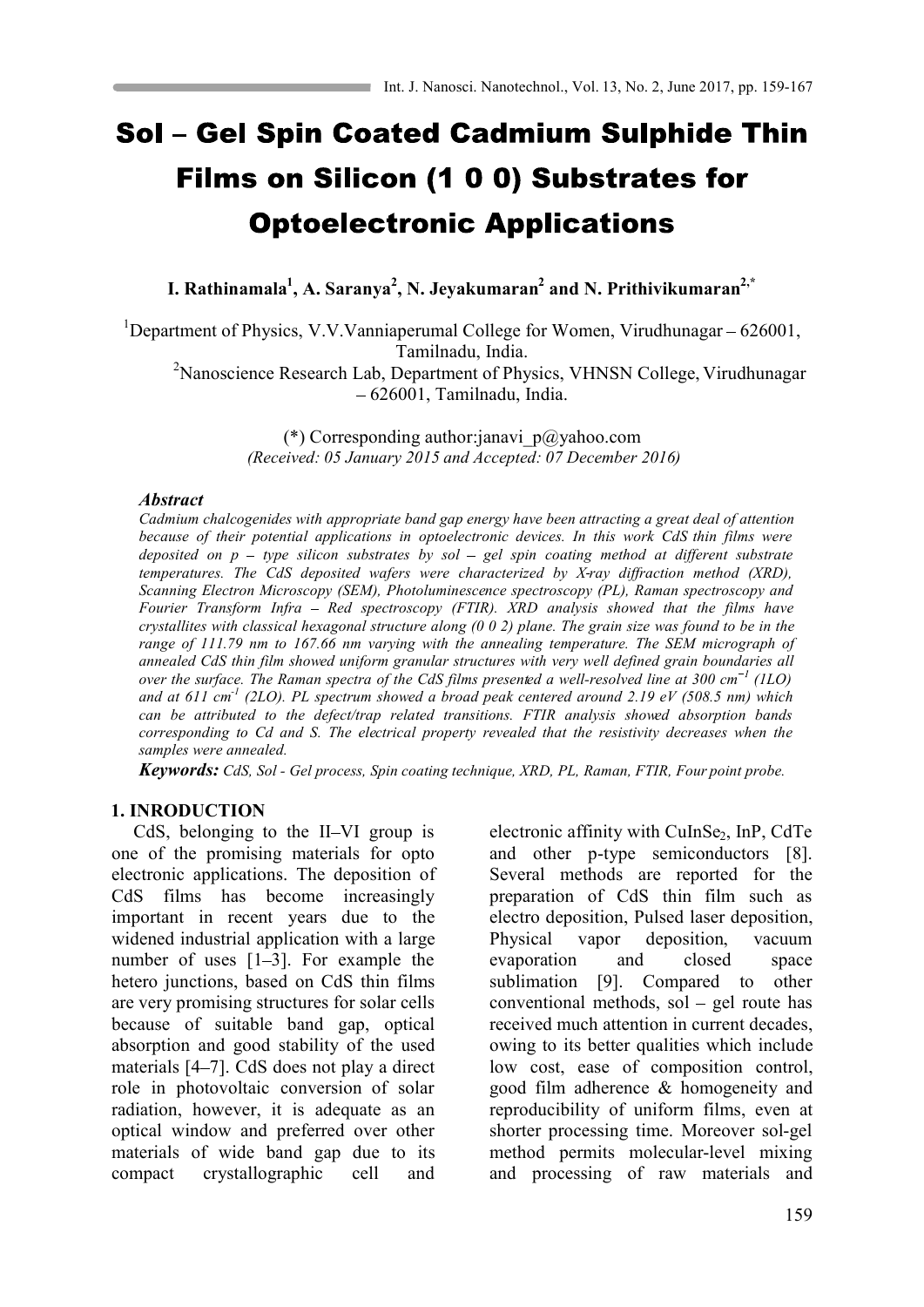# Sol – Gel Spin Coated Cadmium Sulphide Thin Films on Silicon (1 0 0) Substrates for Optoelectronic Applications

**I. Rathinamala[1], A. Saranya[2], N. Jeyakumaran[2] and N. Prithivikumaran[2,*]**

[1]Department of Physics, V.V.Vanniaperumal College for Women, Virudhunagar – 626001, Tamilnadu, India.

[2]Nanoscience Research Lab, Department of Physics, VHNSN College, Virudhunagar – 626001, Tamilnadu, India.

(*) Corresponding author:janavi_p@yahoo.com

*(Received: 05 January 2015 and Accepted: 07 December 2016)*

### Abstract

*Cadmium chalcogenides with appropriate band gap energy have been attracting a great deal of attention because of their potential applications in optoelectronic devices. In this work CdS thin films were deposited on p – type silicon substrates by sol – gel spin coating method at different substrate temperatures. The CdS deposited wafers were characterized by X-ray diffraction method (XRD), Scanning Electron Microscopy (SEM), Photoluminescence spectroscopy (PL), Raman spectroscopy and Fourier Transform Infra – Red spectroscopy (FTIR). XRD analysis showed that the films have crystallites with classical hexagonal structure along (0 0 2) plane. The grain size was found to be in the range of 111.79 nm to 167.66 nm varying with the annealing temperature. The SEM micrograph of annealed CdS thin film showed uniform granular structures with very well defined grain boundaries all over the surface. The Raman spectra of the CdS films presented a well-resolved line at 300 $cm^{-1}$ (1LO) and at 611 $cm^{-1}$ (2LO). PL spectrum showed a broad peak centered around 2.19 eV (508.5 nm) which can be attributed to the defect/trap related transitions. FTIR analysis showed absorption bands corresponding to Cd and S. The electrical property revealed that the resistivity decreases when the samples were annealed.*

***Keywords:*** *CdS, Sol - Gel process, Spin coating technique, XRD, PL, Raman, FTIR, Four point probe.*

## 1. INTRODUCTION

CdS, belonging to the II–VI group is one of the promising materials for opto electronic applications. The deposition of CdS films has become increasingly important in recent years due to the widened industrial application with a large number of uses [1–3]. For example the hetero junctions, based on CdS thin films are very promising structures for solar cells because of suitable band gap, optical absorption and good stability of the used materials [4–7]. CdS does not play a direct role in photovoltaic conversion of solar radiation, however, it is adequate as an optical window and preferred over other materials of wide band gap due to its compact crystallographic cell and electronic affinity with $CuInSe_2$, InP, CdTe and other p-type semiconductors [8]. Several methods are reported for the preparation of CdS thin film such as electro deposition, Pulsed laser deposition, Physical vapor deposition, vacuum evaporation and closed space sublimation [9]. Compared to other conventional methods, sol – gel route has received much attention in current decades, owing to its better qualities which include low cost, ease of composition control, good film adherence & homogeneity and reproducibility of uniform films, even at shorter processing time. Moreover sol-gel method permits molecular-level mixing and processing of raw materials and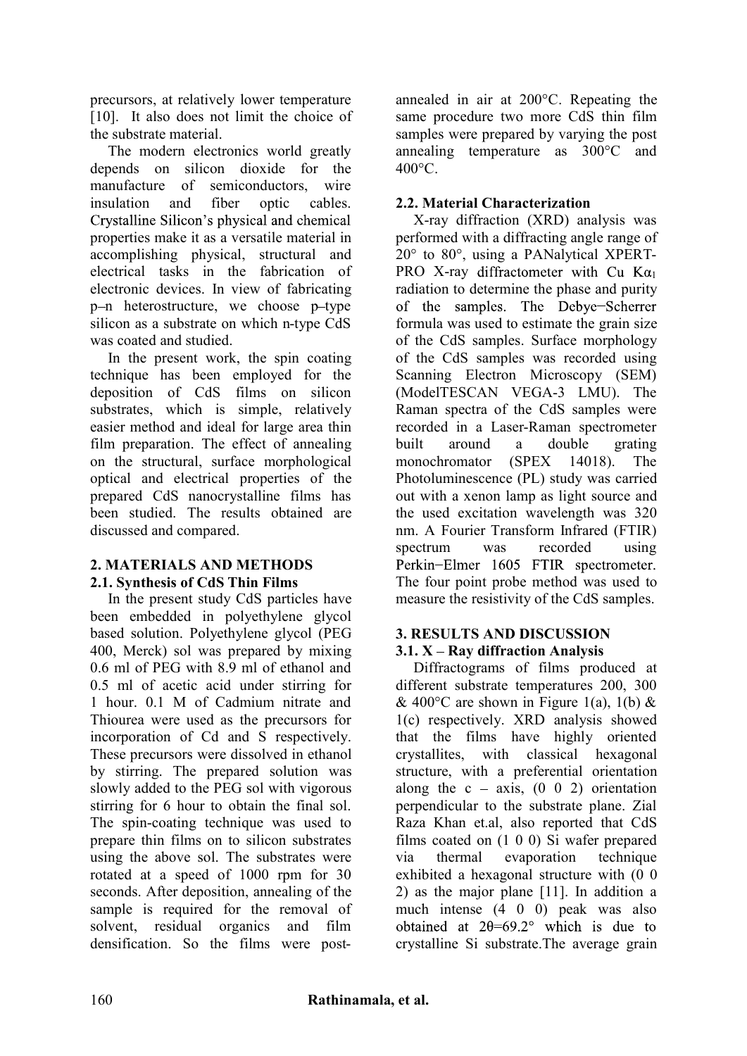precursors, at relatively lower temperature [10]. It also does not limit the choice of the substrate material.

The modern electronics world greatly depends on silicon dioxide for the manufacture of semiconductors, wire insulation and fiber optic cables. Crystalline Silicon's physical and chemical properties make it as a versatile material in accomplishing physical, structural and electrical tasks in the fabrication of electronic devices. In view of fabricating p–n heterostructure, we choose p–type silicon as a substrate on which n-type CdS was coated and studied.

In the present work, the spin coating technique has been employed for the deposition of CdS films on silicon substrates, which is simple, relatively easier method and ideal for large area thin film preparation. The effect of annealing on the structural, surface morphological optical and electrical properties of the prepared CdS nanocrystalline films has been studied. The results obtained are discussed and compared.

## 2. MATERIALS AND METHODS

### 2.1. Synthesis of CdS Thin Films

In the present study CdS particles have been embedded in polyethylene glycol based solution. Polyethylene glycol (PEG 400, Merck) sol was prepared by mixing 0.6 ml of PEG with 8.9 ml of ethanol and 0.5 ml of acetic acid under stirring for 1 hour. 0.1 M of Cadmium nitrate and Thiourea were used as the precursors for incorporation of Cd and S respectively. These precursors were dissolved in ethanol by stirring. The prepared solution was slowly added to the PEG sol with vigorous stirring for 6 hour to obtain the final sol. The spin-coating technique was used to prepare thin films on to silicon substrates using the above sol. The substrates were rotated at a speed of 1000 rpm for 30 seconds. After deposition, annealing of the sample is required for the removal of solvent, residual organics and film densification. So the films were post-annealed in air at 200°C. Repeating the same procedure two more CdS thin film samples were prepared by varying the post annealing temperature as 300°C and 400°C.

### 2.2. Material Characterization

X-ray diffraction (XRD) analysis was performed with a diffracting angle range of 20° to 80°, using a PANalytical XPERT-PRO X-ray diffractometer with Cu $K\alpha_1$ radiation to determine the phase and purity of the samples. The Debye−Scherrer formula was used to estimate the grain size of the CdS samples. Surface morphology of the CdS samples was recorded using Scanning Electron Microscopy (SEM) (ModelTESCAN VEGA-3 LMU). The Raman spectra of the CdS samples were recorded in a Laser-Raman spectrometer built around a double grating monochromator (SPEX 14018). The Photoluminescence (PL) study was carried out with a xenon lamp as light source and the used excitation wavelength was 320 nm. A Fourier Transform Infrared (FTIR) spectrum was recorded using Perkin−Elmer 1605 FTIR spectrometer. The four point probe method was used to measure the resistivity of the CdS samples.

## 3. RESULTS AND DISCUSSION

### 3.1. X – Ray diffraction Analysis

Diffractograms of films produced at different substrate temperatures 200, 300 & 400°C are shown in Figure 1(a), 1(b) & 1(c) respectively. XRD analysis showed that the films have highly oriented crystallites, with classical hexagonal structure, with a preferential orientation along the c – axis, (0 0 2) orientation perpendicular to the substrate plane. Zial Raza Khan et.al, also reported that CdS films coated on (1 0 0) Si wafer prepared via thermal evaporation technique exhibited a hexagonal structure with (0 0 2) as the major plane [11]. In addition a much intense (4 0 0) peak was also obtained at $2\theta$=69.2° which is due to crystalline Si substrate.The average grain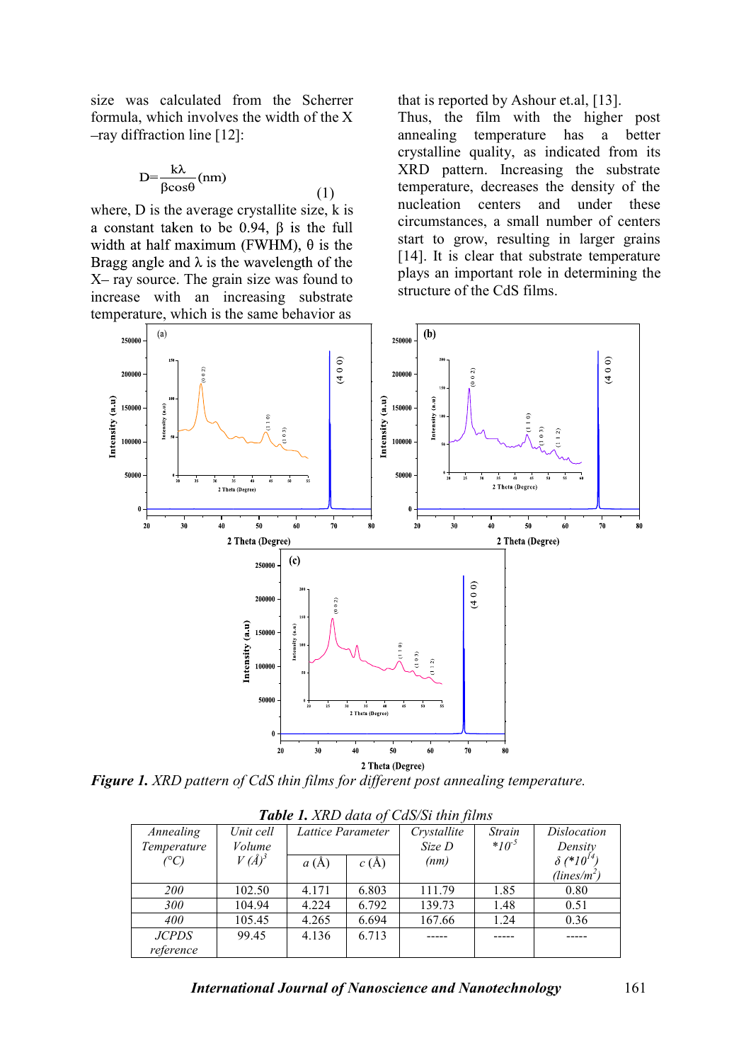size was calculated from the Scherrer formula, which involves the width of the X –ray diffraction line [12]:

$$D = \frac{k\lambda}{\beta\cos\theta} \text{(nm)} \quad (1)$$

where, D is the average crystallite size, k is a constant taken to be 0.94, β is the full width at half maximum (FWHM), θ is the Bragg angle and λ is the wavelength of the X– ray source. The grain size was found to increase with an increasing substrate temperature, which is the same behavior as that is reported by Ashour et.al, [13].

Thus, the film with the higher post annealing temperature has a better crystalline quality, as indicated from its XRD pattern. Increasing the substrate temperature, decreases the density of the nucleation centers and under these circumstances, a small number of centers start to grow, resulting in larger grains [14]. It is clear that substrate temperature plays an important role in determining the structure of the CdS films.

***Figure 1.*** *XRD pattern of CdS thin films for different post annealing temperature.*

***Table 1.*** *XRD data of CdS/Si thin films*

| *Annealing Temperature (°C)* | *Unit cell Volume $V$ (Å)$^3$* | *Lattice Parameter* | | *Crystallite Size D (nm)* | *Strain $*10^{-5}$* | *Dislocation Density $\delta$ ($*10^{14}$) (lines/m$^2$)* |
|---|---|---|---|---|---|---|
| | | *a* (Å) | *c* (Å) | | | |
| *200* | 102.50 | 4.171 | 6.803 | 111.79 | 1.85 | 0.80 |
| *300* | 104.94 | 4.224 | 6.792 | 139.73 | 1.48 | 0.51 |
| *400* | 105.45 | 4.265 | 6.694 | 167.66 | 1.24 | 0.36 |
| *JCPDS reference* | 99.45 | 4.136 | 6.713 | ----- | ----- | ----- |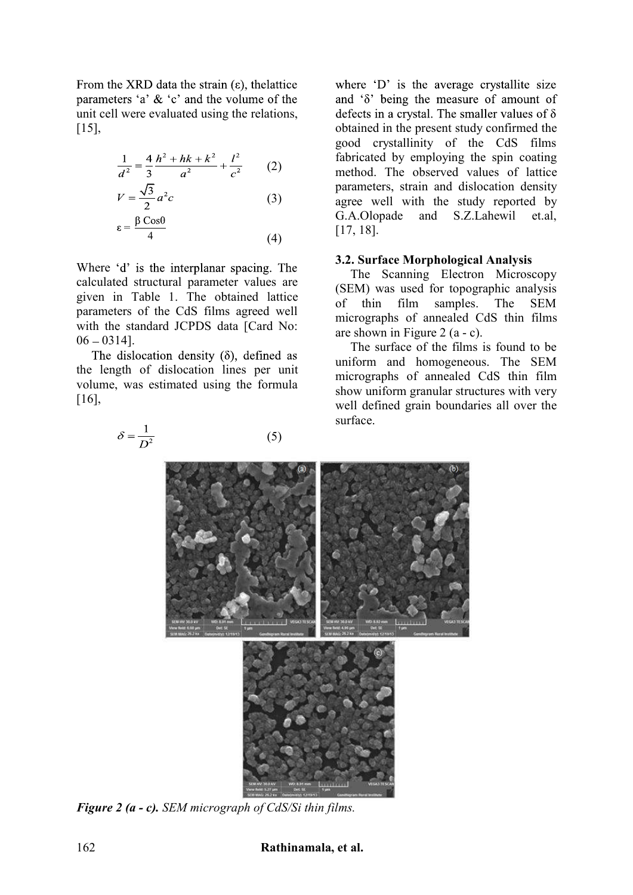From the XRD data the strain (ε), thelattice parameters 'a' & 'c' and the volume of the unit cell were evaluated using the relations, [15],

$$\frac{1}{d^2} = \frac{4}{3}\frac{h^2 + hk + k^2}{a^2} + \frac{l^2}{c^2} \quad (2)$$

$$V = \frac{\sqrt{3}}{2}a^2 c \quad (3)$$

$$\varepsilon = \frac{\beta \, \mathrm{Cos}0}{4} \quad (4)$$

Where 'd' is the interplanar spacing. The calculated structural parameter values are given in Table 1. The obtained lattice parameters of the CdS films agreed well with the standard JCPDS data [Card No: 06 – 0314].

The dislocation density (δ), defined as the length of dislocation lines per unit volume, was estimated using the formula [16],

$$\delta = \frac{1}{D^2} \quad (5)$$

where 'D' is the average crystallite size and 'δ' being the measure of amount of defects in a crystal. The smaller values of δ obtained in the present study confirmed the good crystallinity of the CdS films fabricated by employing the spin coating method. The observed values of lattice parameters, strain and dislocation density agree well with the study reported by G.A.Olopade and S.Z.Lahewil et.al, [17, 18].

### 3.2. Surface Morphological Analysis

The Scanning Electron Microscopy (SEM) was used for topographic analysis of thin film samples. The SEM micrographs of annealed CdS thin films are shown in Figure 2 (a - c).

The surface of the films is found to be uniform and homogeneous. The SEM micrographs of annealed CdS thin film show uniform granular structures with very well defined grain boundaries all over the surface.

***Figure 2 (a - c).*** *SEM micrograph of CdS/Si thin films.*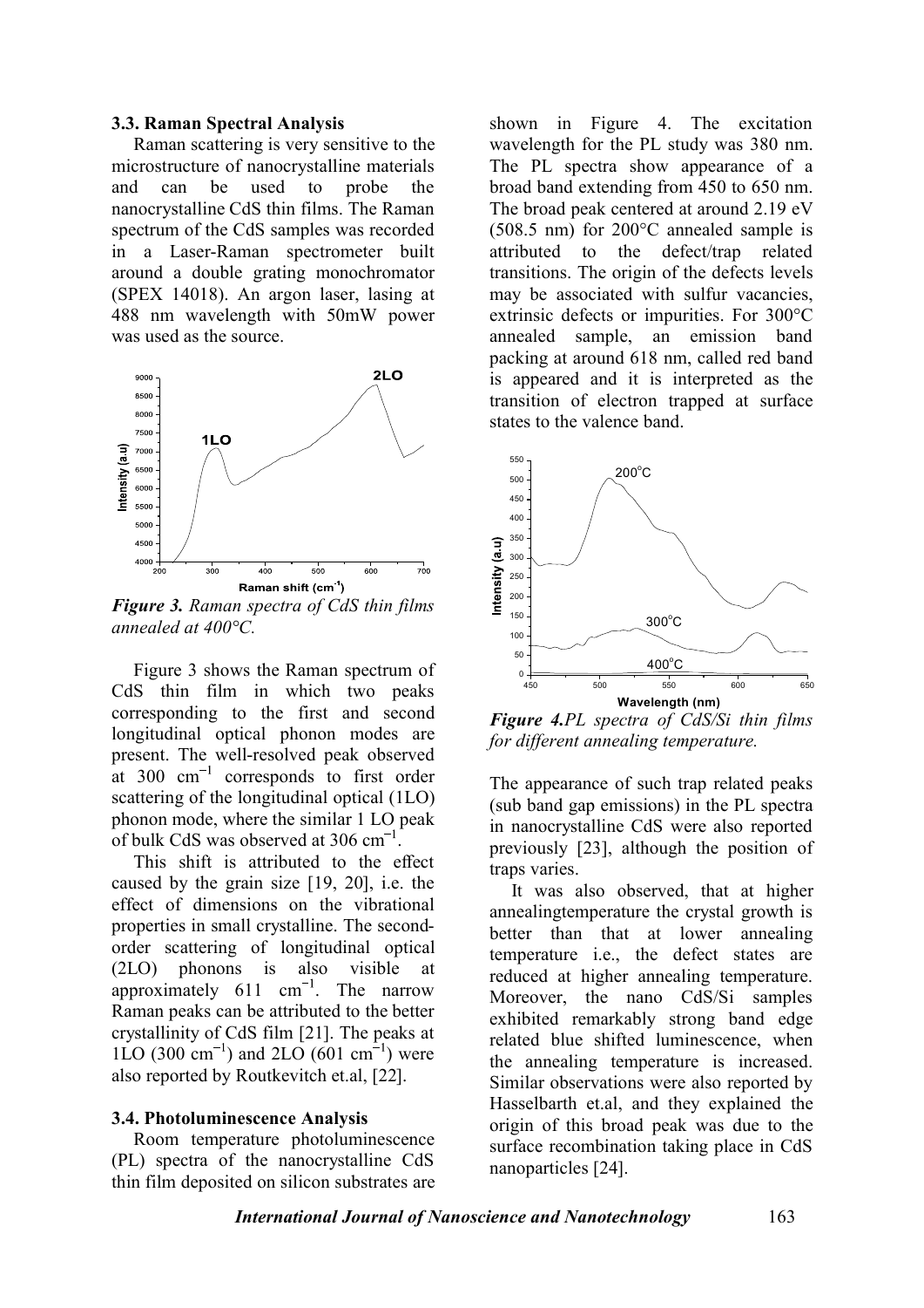### 3.3. Raman Spectral Analysis

Raman scattering is very sensitive to the microstructure of nanocrystalline materials and can be used to probe the nanocrystalline CdS thin films. The Raman spectrum of the CdS samples was recorded in a Laser-Raman spectrometer built around a double grating monochromator (SPEX 14018). An argon laser, lasing at 488 nm wavelength with 50mW power was used as the source.

***Figure 3.*** *Raman spectra of CdS thin films annealed at 400°C.*

Figure 3 shows the Raman spectrum of CdS thin film in which two peaks corresponding to the first and second longitudinal optical phonon modes are present. The well-resolved peak observed at 300 $cm^{-1}$ corresponds to first order scattering of the longitudinal optical (1LO) phonon mode, where the similar 1 LO peak of bulk CdS was observed at 306 $cm^{-1}$.

This shift is attributed to the effect caused by the grain size [19, 20], i.e. the effect of dimensions on the vibrational properties in small crystalline. The second-order scattering of longitudinal optical (2LO) phonons is also visible at approximately 611 $cm^{-1}$. The narrow Raman peaks can be attributed to the better crystallinity of CdS film [21]. The peaks at 1LO (300 $cm^{-1}$) and 2LO (601 $cm^{-1}$) were also reported by Routkevitch et.al, [22].

### 3.4. Photoluminescence Analysis

Room temperature photoluminescence (PL) spectra of the nanocrystalline CdS thin film deposited on silicon substrates are shown in Figure 4. The excitation wavelength for the PL study was 380 nm. The PL spectra show appearance of a broad band extending from 450 to 650 nm. The broad peak centered at around 2.19 eV (508.5 nm) for 200°C annealed sample is attributed to the defect/trap related transitions. The origin of the defects levels may be associated with sulfur vacancies, extrinsic defects or impurities. For 300°C annealed sample, an emission band packing at around 618 nm, called red band is appeared and it is interpreted as the transition of electron trapped at surface states to the valence band.

***Figure 4.****PL spectra of CdS/Si thin films for different annealing temperature.*

The appearance of such trap related peaks (sub band gap emissions) in the PL spectra in nanocrystalline CdS were also reported previously [23], although the position of traps varies.

It was also observed, that at higher annealingtemperature the crystal growth is better than that at lower annealing temperature i.e., the defect states are reduced at higher annealing temperature. Moreover, the nano CdS/Si samples exhibited remarkably strong band edge related blue shifted luminescence, when the annealing temperature is increased. Similar observations were also reported by Hasselbarth et.al, and they explained the origin of this broad peak was due to the surface recombination taking place in CdS nanoparticles [24].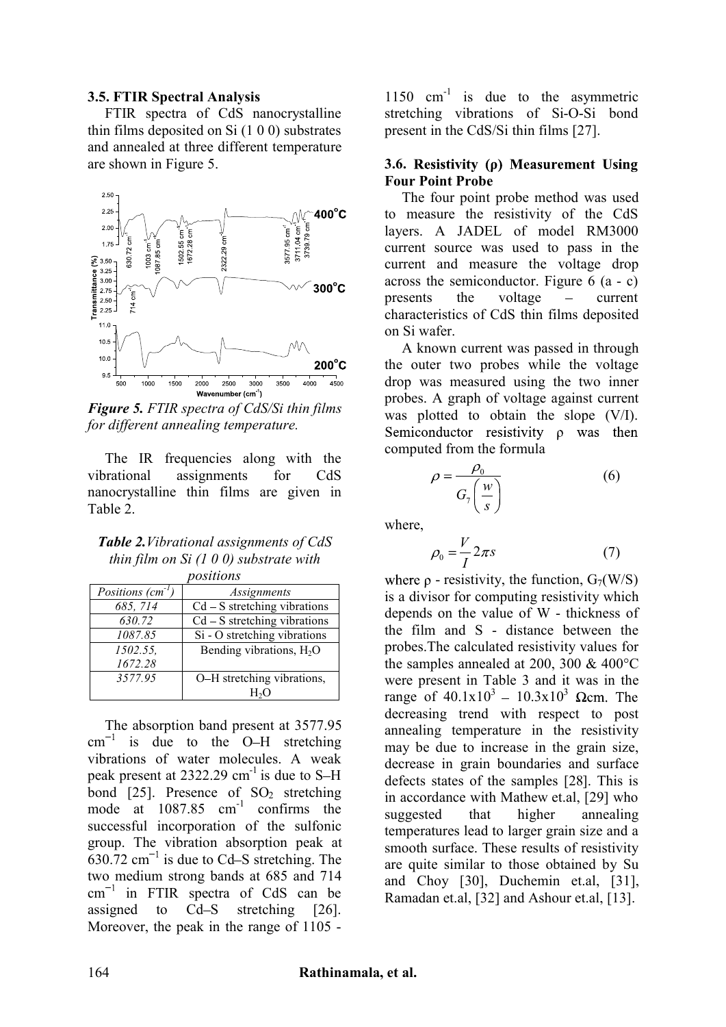### 3.5. FTIR Spectral Analysis

FTIR spectra of CdS nanocrystalline thin films deposited on Si (1 0 0) substrates and annealed at three different temperature are shown in Figure 5.

*Figure 5. FTIR spectra of CdS/Si thin films for different annealing temperature.*

The IR frequencies along with the vibrational assignments for CdS nanocrystalline thin films are given in Table 2.

***Table 2.** Vibrational assignments of CdS thin film on Si (1 0 0) substrate with positions*

| Positions ($cm^{-1}$) | Assignments |
|---|---|
| 685, 714 | Cd – S stretching vibrations |
| 630.72 | Cd – S stretching vibrations |
| 1087.85 | Si - O stretching vibrations |
| 1502.55, 1672.28 | Bending vibrations, $H_2O$ |
| 3577.95 | O–H stretching vibrations, $H_2O$ |

The absorption band present at 3577.95 $cm^{-1}$ is due to the O–H stretching vibrations of water molecules. A weak peak present at 2322.29 $cm^{-1}$ is due to S–H bond [25]. Presence of $SO_2$ stretching mode at 1087.85 $cm^{-1}$ confirms the successful incorporation of the sulfonic group. The vibration absorption peak at 630.72 $cm^{-1}$ is due to Cd–S stretching. The two medium strong bands at 685 and 714 $cm^{-1}$ in FTIR spectra of CdS can be assigned to Cd–S stretching [26]. Moreover, the peak in the range of 1105 - 1150 $cm^{-1}$ is due to the asymmetric stretching vibrations of Si-O-Si bond present in the CdS/Si thin films [27].

### 3.6. Resistivity (ρ) Measurement Using Four Point Probe

The four point probe method was used to measure the resistivity of the CdS layers. A JADEL of model RM3000 current source was used to pass in the current and measure the voltage drop across the semiconductor. Figure 6 (a - c) presents the voltage – current characteristics of CdS thin films deposited on Si wafer.

A known current was passed in through the outer two probes while the voltage drop was measured using the two inner probes. A graph of voltage against current was plotted to obtain the slope (V/I). Semiconductor resistivity ρ was then computed from the formula

$$\rho = \frac{\rho_0}{G_7\left(\frac{w}{s}\right)} \tag{6}$$

where,

$$\rho_0 = \frac{V}{I}2\pi s \tag{7}$$

where ρ - resistivity, the function, $G_7(W/S)$ is a divisor for computing resistivity which depends on the value of W - thickness of the film and S - distance between the probes.The calculated resistivity values for the samples annealed at 200, 300 & 400°C were present in Table 3 and it was in the range of $40.1\times10^3$ – $10.3\times10^3$ Ωcm. The decreasing trend with respect to post annealing temperature in the resistivity may be due to increase in the grain size, decrease in grain boundaries and surface defects states of the samples [28]. This is in accordance with Mathew et.al, [29] who suggested that higher annealing temperatures lead to larger grain size and a smooth surface. These results of resistivity are quite similar to those obtained by Su and Choy [30], Duchemin et.al, [31], Ramadan et.al, [32] and Ashour et.al, [13].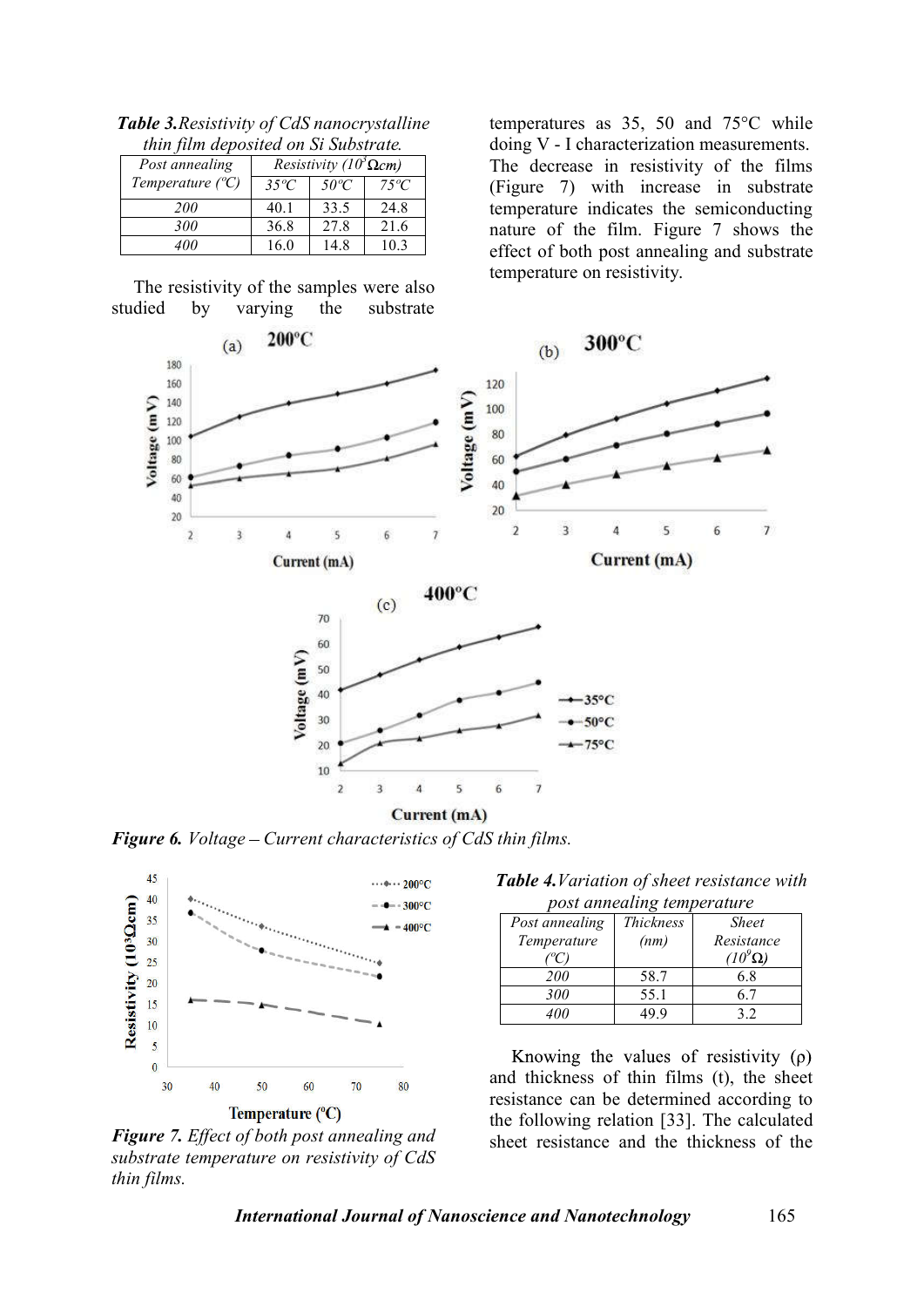***Table 3.*** *Resistivity of CdS nanocrystalline thin film deposited on Si Substrate.*

| *Post annealing Temperature (ºC)* | *Resistivity ($10^3$Ωcm)* | | |
|---|---|---|---|
| | *35ºC* | *50ºC* | *75ºC* |
| *200* | 40.1 | 33.5 | 24.8 |
| *300* | 36.8 | 27.8 | 21.6 |
| *400* | 16.0 | 14.8 | 10.3 |

The resistivity of the samples were also studied by varying the substrate temperatures as 35, 50 and 75°C while doing V - I characterization measurements. The decrease in resistivity of the films (Figure 7) with increase in substrate temperature indicates the semiconducting nature of the film. Figure 7 shows the effect of both post annealing and substrate temperature on resistivity.

***Figure 6.*** *Voltage – Current characteristics of CdS thin films.*

***Figure 7.*** *Effect of both post annealing and substrate temperature on resistivity of CdS thin films.*

***Table 4.*** *Variation of sheet resistance with post annealing temperature*

| *Post annealing Temperature (ºC)* | *Thickness (nm)* | *Sheet Resistance ($10^9$Ω)* |
|---|---|---|
| *200* | 58.7 | 6.8 |
| *300* | 55.1 | 6.7 |
| *400* | 49.9 | 3.2 |

Knowing the values of resistivity (ρ) and thickness of thin films (t), the sheet resistance can be determined according to the following relation [33]. The calculated sheet resistance and the thickness of the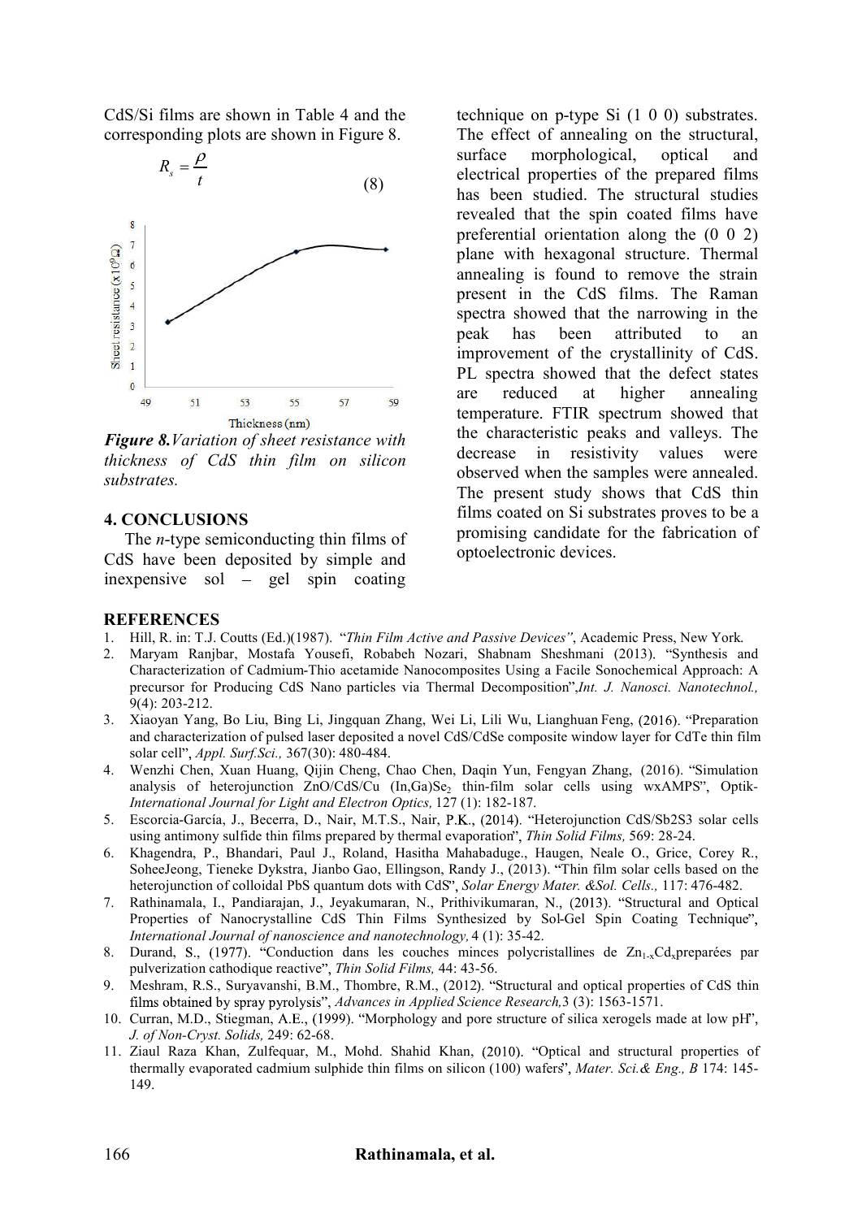CdS/Si films are shown in Table 4 and the corresponding plots are shown in Figure 8.

$$R_s = \frac{\rho}{t} \tag{8}$$

***Figure 8.*** *Variation of sheet resistance with thickness of CdS thin film on silicon substrates.*

## 4. CONCLUSIONS

The *n*-type semiconducting thin films of CdS have been deposited by simple and inexpensive sol – gel spin coating technique on p-type Si (1 0 0) substrates. The effect of annealing on the structural, surface morphological, optical and electrical properties of the prepared films has been studied. The structural studies revealed that the spin coated films have preferential orientation along the (0 0 2) plane with hexagonal structure. Thermal annealing is found to remove the strain present in the CdS films. The Raman spectra showed that the narrowing in the peak has been attributed to an improvement of the crystallinity of CdS. PL spectra showed that the defect states are reduced at higher annealing temperature. FTIR spectrum showed that the characteristic peaks and valleys. The decrease in resistivity values were observed when the samples were annealed. The present study shows that CdS thin films coated on Si substrates proves to be a promising candidate for the fabrication of optoelectronic devices.

## REFERENCES

1. Hill, R. in: T.J. Coutts (Ed.)(1987). "*Thin Film Active and Passive Devices"*, Academic Press, New York.
2. Maryam Ranjbar, Mostafa Yousefi, Robabeh Nozari, Shabnam Sheshmani (2013). "Synthesis and Characterization of Cadmium-Thio acetamide Nanocomposites Using a Facile Sonochemical Approach: A precursor for Producing CdS Nano particles via Thermal Decomposition",*Int. J. Nanosci. Nanotechnol.,* 9(4): 203-212.
3. Xiaoyan Yang, Bo Liu, Bing Li, Jingquan Zhang, Wei Li, Lili Wu, Lianghuan Feng, (2016). "Preparation and characterization of pulsed laser deposited a novel CdS/CdSe composite window layer for CdTe thin film solar cell", *Appl. Surf.Sci.,* 367(30): 480-484.
4. Wenzhi Chen, Xuan Huang, Qijin Cheng, Chao Chen, Daqin Yun, Fengyan Zhang, (2016). "Simulation analysis of heterojunction ZnO/CdS/Cu (In,Ga)$Se_2$ thin-film solar cells using wxAMPS", Optik- *International Journal for Light and Electron Optics,* 127 (1): 182-187.
5. Escorcia-García, J., Becerra, D., Nair, M.T.S., Nair, P.K., (2014). "Heterojunction CdS/Sb2S3 solar cells using antimony sulfide thin films prepared by thermal evaporation", *Thin Solid Films,* 569: 28-24.
6. Khagendra, P., Bhandari, Paul J., Roland, Hasitha Mahabaduge., Haugen, Neale O., Grice, Corey R., SoheeJeong, Tieneke Dykstra, Jianbo Gao, Ellingson, Randy J., (2013). "Thin film solar cells based on the heterojunction of colloidal PbS quantum dots with CdS", *Solar Energy Mater. &Sol. Cells.,* 117: 476-482.
7. Rathinamala, I., Pandiarajan, J., Jeyakumaran, N., Prithivikumaran, N., (2013). "Structural and Optical Properties of Nanocrystalline CdS Thin Films Synthesized by Sol-Gel Spin Coating Technique", *International Journal of nanoscience and nanotechnology,* 4 (1): 35-42.
8. Durand, S., (1977). "Conduction dans les couches minces polycristallines de $Zn_{1-x}Cd_x$preparées par pulverization cathodique reactive", *Thin Solid Films,* 44: 43-56.
9. Meshram, R.S., Suryavanshi, B.M., Thombre, R.M., (2012). "Structural and optical properties of CdS thin films obtained by spray pyrolysis", *Advances in Applied Science Research,*3 (3): 1563-1571.
10. Curran, M.D., Stiegman, A.E., (1999). "Morphology and pore structure of silica xerogels made at low pH", *J. of Non-Cryst. Solids,* 249: 62-68.
11. Ziaul Raza Khan, Zulfequar, M., Mohd. Shahid Khan, (2010). "Optical and structural properties of thermally evaporated cadmium sulphide thin films on silicon (100) wafers", *Mater. Sci.& Eng., B* 174: 145-149.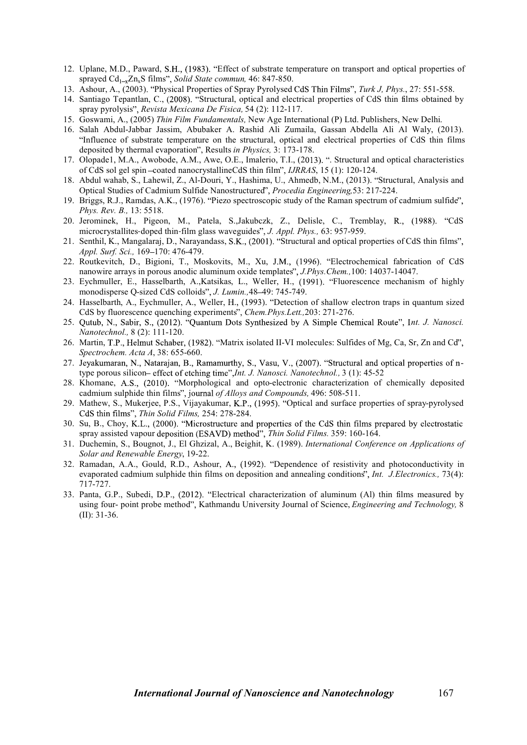12. Uplane, M.D., Paward, S.H., (1983). "Effect of substrate temperature on transport and optical properties of sprayed $Cd_{1-x}Zn_xS$ films", *Solid State commun,* 46: 847-850.
13. Ashour, A., (2003). "Physical Properties of Spray Pyrolysed CdS Thin Films", *Turk J, Phys.*, 27: 551-558.
14. Santiago Tepantlan, C., (2008). "Structural, optical and electrical properties of CdS thin films obtained by spray pyrolysis", *Revista Mexicana De Fisica,* 54 (2): 112-117.
15. Goswami, A., (2005) *Thin Film Fundamentals,* New Age International (P) Ltd. Publishers, New Delhi.
16. Salah Abdul-Jabbar Jassim, Abubaker A. Rashid Ali Zumaila, Gassan Abdella Ali Al Waly, (2013). "Influence of substrate temperature on the structural, optical and electrical properties of CdS thin films deposited by thermal evaporation", Results *in Physics,* 3: 173-178.
17. Olopade1, M.A., Awobode, A.M., Awe, O.E., Imalerio, T.I., (2013). ". Structural and optical characteristics of CdS sol gel spin –coated nanocrystallineCdS thin film", *IJRRAS*, 15 (1): 120-124.
18. Abdul wahab, S., Lahewil, Z., Al-Douri, Y., Hashima, U., Ahmedb, N.M., (2013). "Structural, Analysis and Optical Studies of Cadmium Sulfide Nanostructured", *Procedia Engineering,*53: 217-224.
19. Briggs, R.J., Ramdas, A.K., (1976). "Piezo spectroscopic study of the Raman spectrum of cadmium sulfide", *Phys. Rev. B.,* 13: 5518.
20. Jerominek, H., Pigeon, M., Patela, S.,Jakubczk, Z., Delisle, C., Tremblay, R., (1988). "CdS microcrystallites-doped thin-film glass waveguides", *J. Appl. Phys.,* 63: 957-959.
21. Senthil, K., Mangalaraj, D., Narayandass, S.K., (2001). "Structural and optical properties of CdS thin films", *Appl. Surf. Sci.,* 169–170: 476-479.
22. Routkevitch, D., Bigioni, T., Moskovits, M., Xu, J.M., (1996). "Electrochemical fabrication of CdS nanowire arrays in porous anodic aluminum oxide templates", *J.Phys.Chem.,*100: 14037-14047.
23. Eychmuller, E., Hasselbarth, A.,Katsikas, L., Weller, H., (1991). "Fluorescence mechanism of highly monodisperse Q-sized CdS colloids", *J. Lumin.,*48–49: 745-749.
24. Hasselbarth, A., Eychmuller, A., Weller, H., (1993). "Detection of shallow electron traps in quantum sized CdS by fluorescence quenching experiments", *Chem.Phys.Lett.,*203: 271-276.
25. Qutub, N., Sabir, S., (2012). "Quantum Dots Synthesized by A Simple Chemical Route", I*nt. J. Nanosci. Nanotechnol.,* 8 (2): 111-120.
26. Martin, T.P., Helmut Schaber, (1982). "Matrix isolated II-VI molecules: Sulfides of Mg, Ca, Sr, Zn and Cd", *Spectrochem. Acta A*, 38: 655-660.
27. Jeyakumaran, N., Natarajan, B., Ramamurthy, S., Vasu, V., (2007). "Structural and optical properties of n-type porous silicon– effect of etching time",*Int. J. Nanosci. Nanotechnol.,* 3 (1): 45-52
28. Khomane, A.S., (2010). "Morphological and opto-electronic characterization of chemically deposited cadmium sulphide thin films", journal *of Alloys and Compounds,* 496: 508-511.
29. Mathew, S., Mukerjee, P.S., Vijayakumar, K.P., (1995). "Optical and surface properties of spray-pyrolysed CdS thin films", *Thin Solid Films,* 254: 278-284.
30. Su, B., Choy, K.L., (2000). "Microstructure and properties of the CdS thin films prepared by electrostatic spray assisted vapour deposition (ESAVD) method", *Thin Solid Films.* 359: 160-164.
31. Duchemin, S., Bougnot, J., El Ghzizal, A., Beighit, K. (1989). *International Conference on Applications of Solar and Renewable Energy*, 19-22.
32. Ramadan, A.A., Gould, R.D., Ashour, A., (1992). "Dependence of resistivity and photoconductivity in evaporated cadmium sulphide thin films on deposition and annealing conditions", *Int. J.Electronics.,* 73(4): 717-727.
33. Panta, G.P., Subedi, D.P., (2012). "Electrical characterization of aluminum (Al) thin films measured by using four- point probe method", Kathmandu University Journal of Science, *Engineering and Technology,* 8 (II): 31-36.